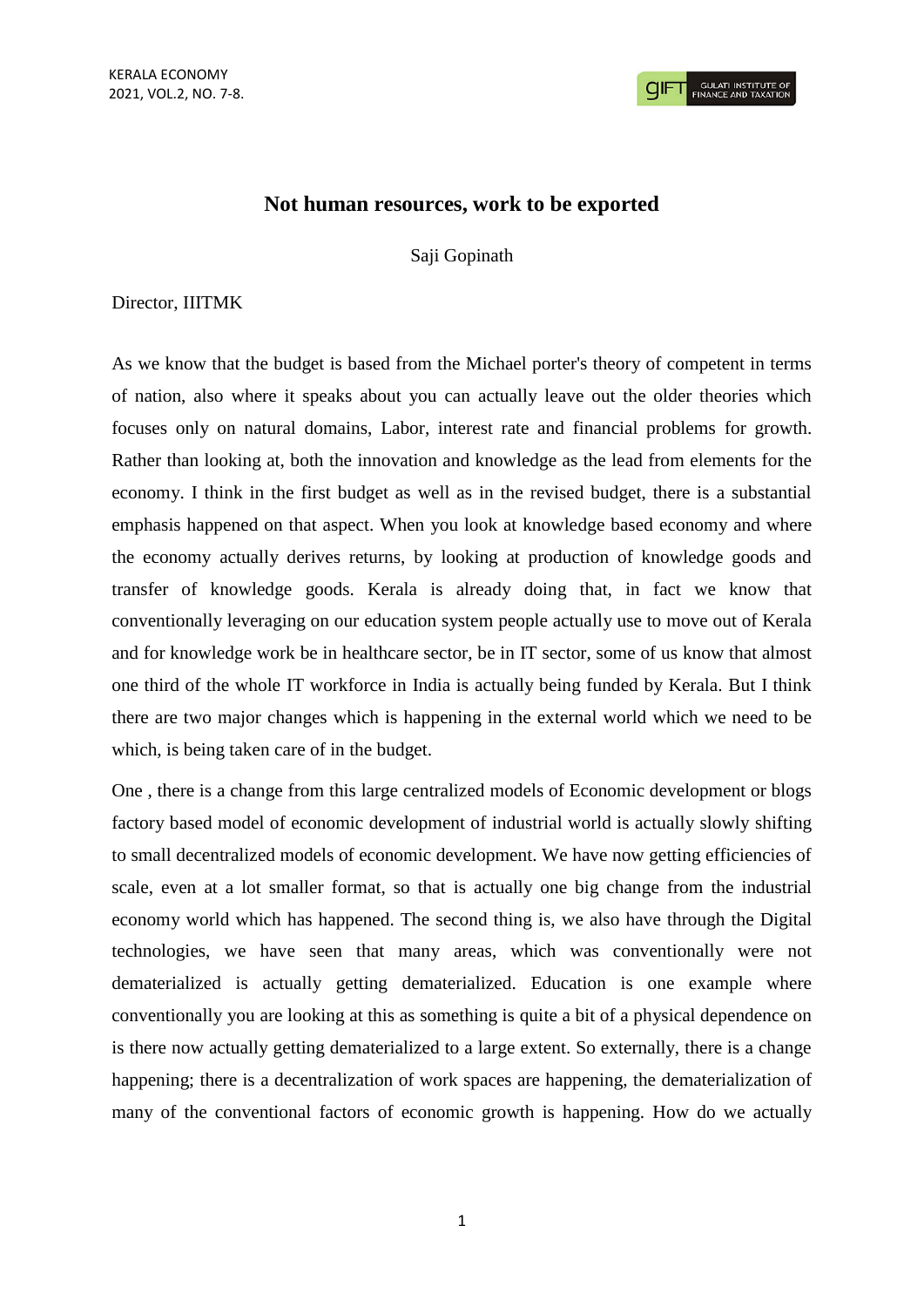# Not human resources, work to be exported

Saji Gopinath

Director, IIITMK

As we know that the budget is based from the Michael porter's theory of competent in terms of nation, also where it speaks about you can actually leave out the older theories which focuses only on natural domains, Labor, interest rate and financial problems for growth. Rather than looking at, both the innovation and knowledge as the lead from elements for the economy. I think in the first budget as well as in the revised budget, there is a substantial emphasis happened on that aspect. When you look at knowledge based economy and where the economy actually derives returns, by looking at production of knowledge goods and transfer of knowledge goods. Kerala is already doing that, in fact we know that conventionally leveraging on our education system people actually use to move out of Kerala and for knowledge work be in healthcare sector, be in IT sector, some of us know that almost one third of the whole IT workforce in India is actually being funded by Kerala. But I think there are two major changes which is happening in the external world which we need to be which, is being taken care of in the budget.

One , there is a change from this large centralized models of Economic development or blogs factory based model of economic development of industrial world is actually slowly shifting to small decentralized models of economic development. We have now getting efficiencies of scale, even at a lot smaller format, so that is actually one big change from the industrial economy world which has happened. The second thing is, we also have through the Digital technologies, we have seen that many areas, which was conventionally were not dematerialized is actually getting dematerialized. Education is one example where conventionally you are looking at this as something is quite a bit of a physical dependence on is there now actually getting dematerialized to a large extent. So externally, there is a change happening; there is a decentralization of work spaces are happening, the dematerialization of many of the conventional factors of economic growth is happening. How do we actually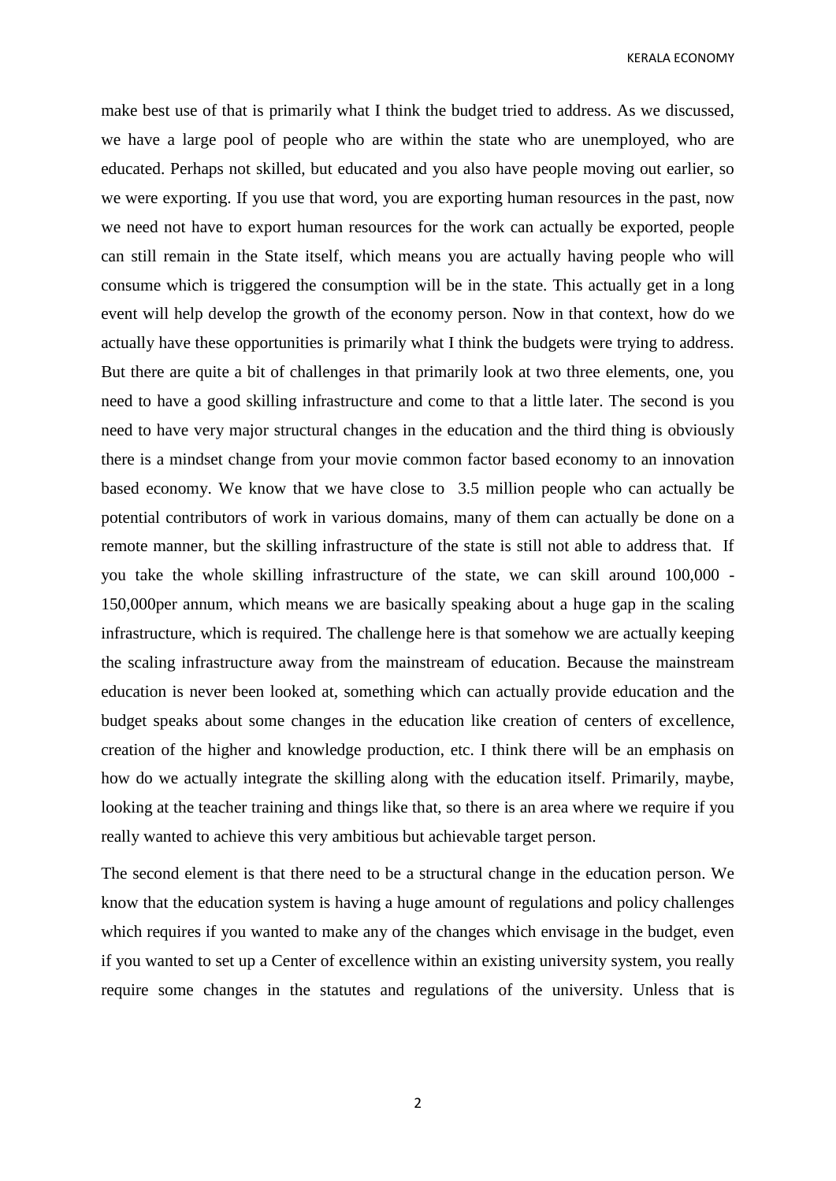make best use of that is primarily what I think the budget tried to address. As we discussed, we have a large pool of people who are within the state who are unemployed, who are educated. Perhaps not skilled, but educated and you also have people moving out earlier, so we were exporting. If you use that word, you are exporting human resources in the past, now we need not have to export human resources for the work can actually be exported, people can still remain in the State itself, which means you are actually having people who will consume which is triggered the consumption will be in the state. This actually get in a long event will help develop the growth of the economy person. Now in that context, how do we actually have these opportunities is primarily what I think the budgets were trying to address. But there are quite a bit of challenges in that primarily look at two three elements, one, you need to have a good skilling infrastructure and come to that a little later. The second is you need to have very major structural changes in the education and the third thing is obviously there is a mindset change from your movie common factor based economy to an innovation based economy. We know that we have close to 3.5 million people who can actually be potential contributors of work in various domains, many of them can actually be done on a remote manner, but the skilling infrastructure of the state is still not able to address that. If you take the whole skilling infrastructure of the state, we can skill around 100,000 - 150,000per annum, which means we are basically speaking about a huge gap in the scaling infrastructure, which is required. The challenge here is that somehow we are actually keeping the scaling infrastructure away from the mainstream of education. Because the mainstream education is never been looked at, something which can actually provide education and the budget speaks about some changes in the education like creation of centers of excellence, creation of the higher and knowledge production, etc. I think there will be an emphasis on how do we actually integrate the skilling along with the education itself. Primarily, maybe, looking at the teacher training and things like that, so there is an area where we require if you really wanted to achieve this very ambitious but achievable target person.

The second element is that there need to be a structural change in the education person. We know that the education system is having a huge amount of regulations and policy challenges which requires if you wanted to make any of the changes which envisage in the budget, even if you wanted to set up a Center of excellence within an existing university system, you really require some changes in the statutes and regulations of the university. Unless that is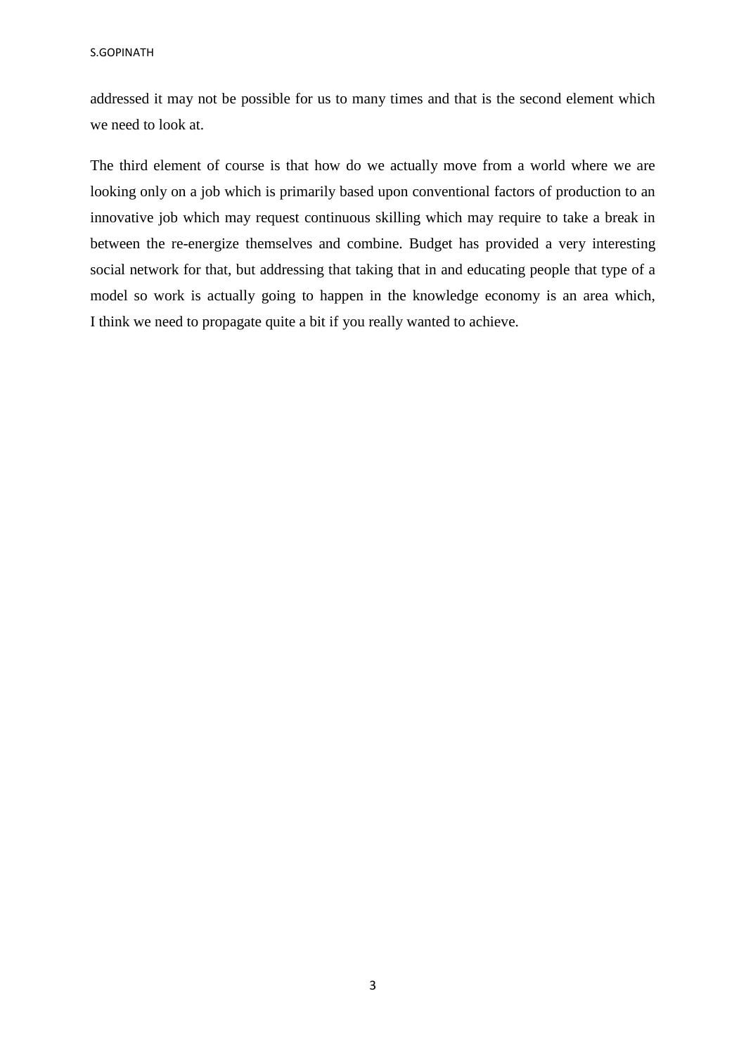addressed it may not be possible for us to many times and that is the second element which we need to look at.

The third element of course is that how do we actually move from a world where we are looking only on a job which is primarily based upon conventional factors of production to an innovative job which may request continuous skilling which may require to take a break in between the re-energize themselves and combine. Budget has provided a very interesting social network for that, but addressing that taking that in and educating people that type of a model so work is actually going to happen in the knowledge economy is an area which, I think we need to propagate quite a bit if you really wanted to achieve.